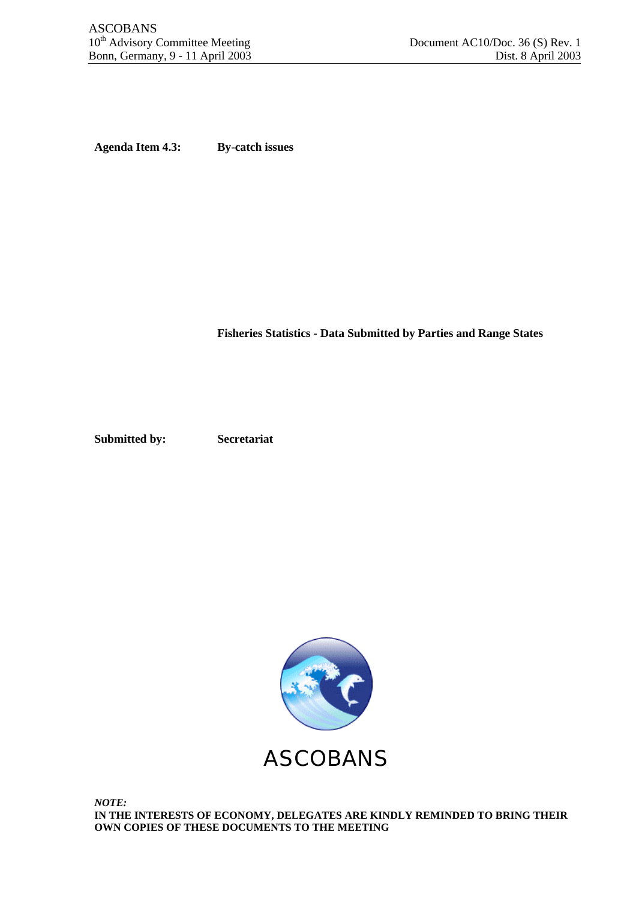ASCOBANS
10th Advisory Committee Meeting
Bonn, Germany, 9 - 11 April 2003

Document AC10/Doc. 36 (S) Rev. 1
Dist. 8 April 2003

**Agenda Item 4.3:** **By-catch issues**

**Fisheries Statistics - Data Submitted by Parties and Range States**

**Submitted by:** **Secretariat**

ASCOBANS

***NOTE:***
**IN THE INTERESTS OF ECONOMY, DELEGATES ARE KINDLY REMINDED TO BRING THEIR OWN COPIES OF THESE DOCUMENTS TO THE MEETING**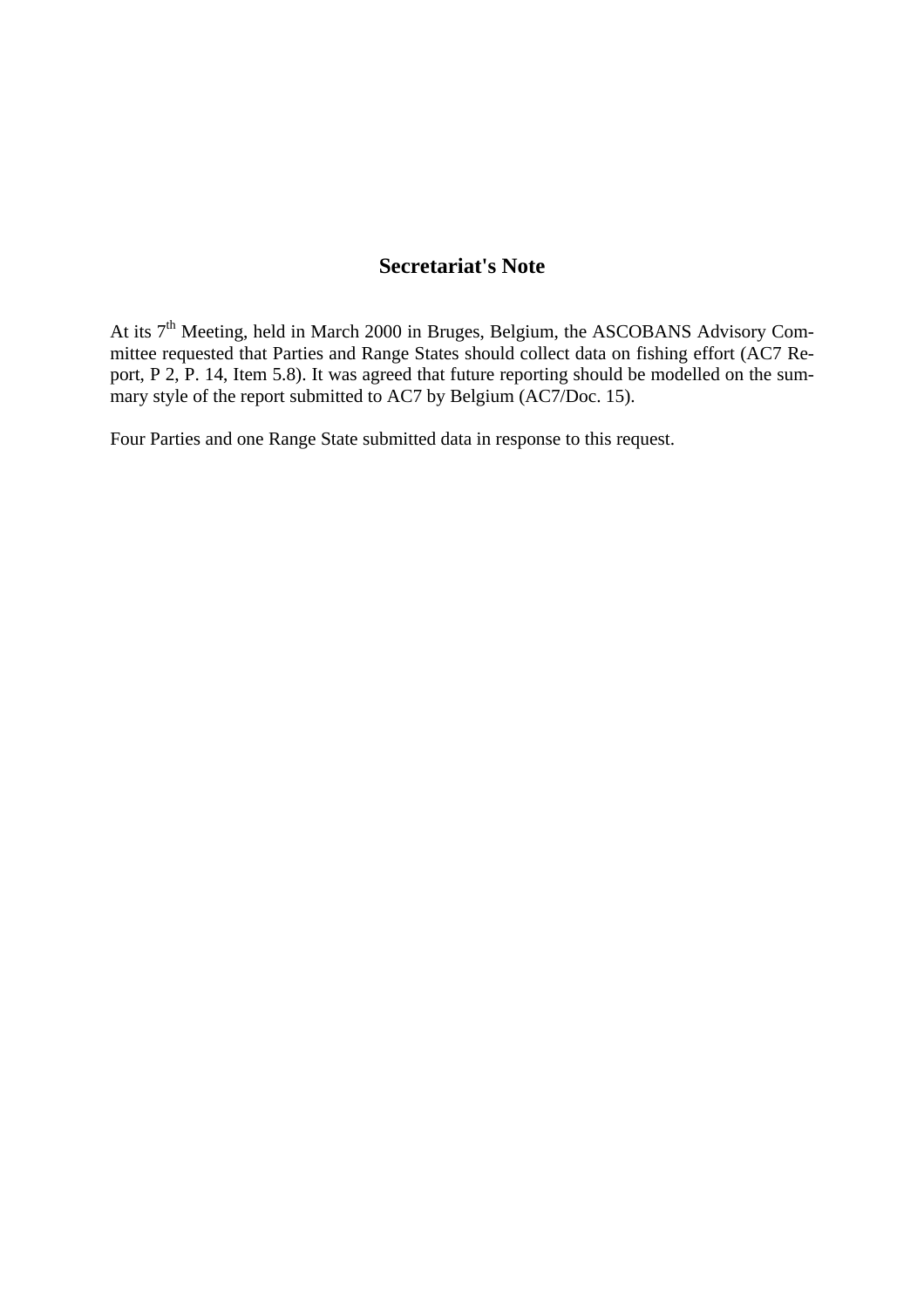## Secretariat's Note

At its 7th Meeting, held in March 2000 in Bruges, Belgium, the ASCOBANS Advisory Committee requested that Parties and Range States should collect data on fishing effort (AC7 Report, P 2, P. 14, Item 5.8). It was agreed that future reporting should be modelled on the summary style of the report submitted to AC7 by Belgium (AC7/Doc. 15).

Four Parties and one Range State submitted data in response to this request.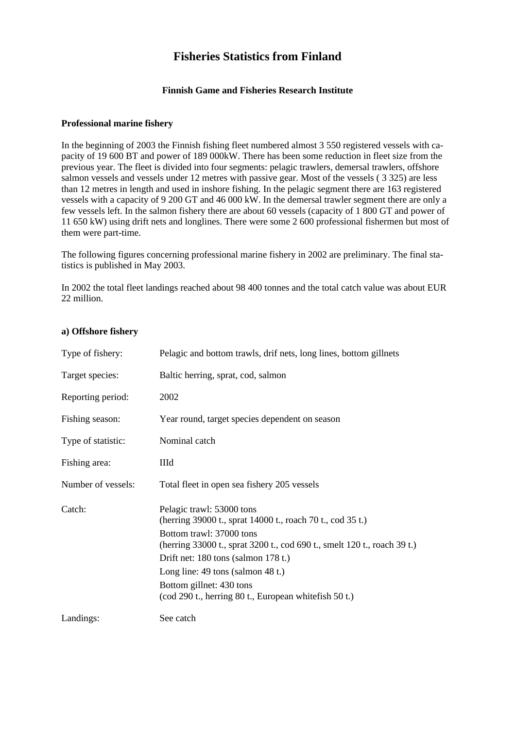# Fisheries Statistics from Finland

**Finnish Game and Fisheries Research Institute**

**Professional marine fishery**

In the beginning of 2003 the Finnish fishing fleet numbered almost 3 550 registered vessels with capacity of 19 600 BT and power of 189 000kW. There has been some reduction in fleet size from the previous year. The fleet is divided into four segments: pelagic trawlers, demersal trawlers, offshore salmon vessels and vessels under 12 metres with passive gear. Most of the vessels ( 3 325) are less than 12 metres in length and used in inshore fishing. In the pelagic segment there are 163 registered vessels with a capacity of 9 200 GT and 46 000 kW. In the demersal trawler segment there are only a few vessels left. In the salmon fishery there are about 60 vessels (capacity of 1 800 GT and power of 11 650 kW) using drift nets and longlines. There were some 2 600 professional fishermen but most of them were part-time.

The following figures concerning professional marine fishery in 2002 are preliminary. The final statistics is published in May 2003.

In 2002 the total fleet landings reached about 98 400 tonnes and the total catch value was about EUR 22 million.

**a) Offshore fishery**

| | |
|---|---|
| Type of fishery: | Pelagic and bottom trawls, drif nets, long lines, bottom gillnets |
| Target species: | Baltic herring, sprat, cod, salmon |
| Reporting period: | 2002 |
| Fishing season: | Year round, target species dependent on season |
| Type of statistic: | Nominal catch |
| Fishing area: | IIId |
| Number of vessels: | Total fleet in open sea fishery 205 vessels |
| Catch: | Pelagic trawl: 53000 tons<br>(herring 39000 t., sprat 14000 t., roach 70 t., cod 35 t.)<br>Bottom trawl: 37000 tons<br>(herring 33000 t., sprat 3200 t., cod 690 t., smelt 120 t., roach 39 t.)<br>Drift net: 180 tons (salmon 178 t.)<br>Long line: 49 tons (salmon 48 t.)<br>Bottom gillnet: 430 tons<br>(cod 290 t., herring 80 t., European whitefish 50 t.) |
| Landings: | See catch |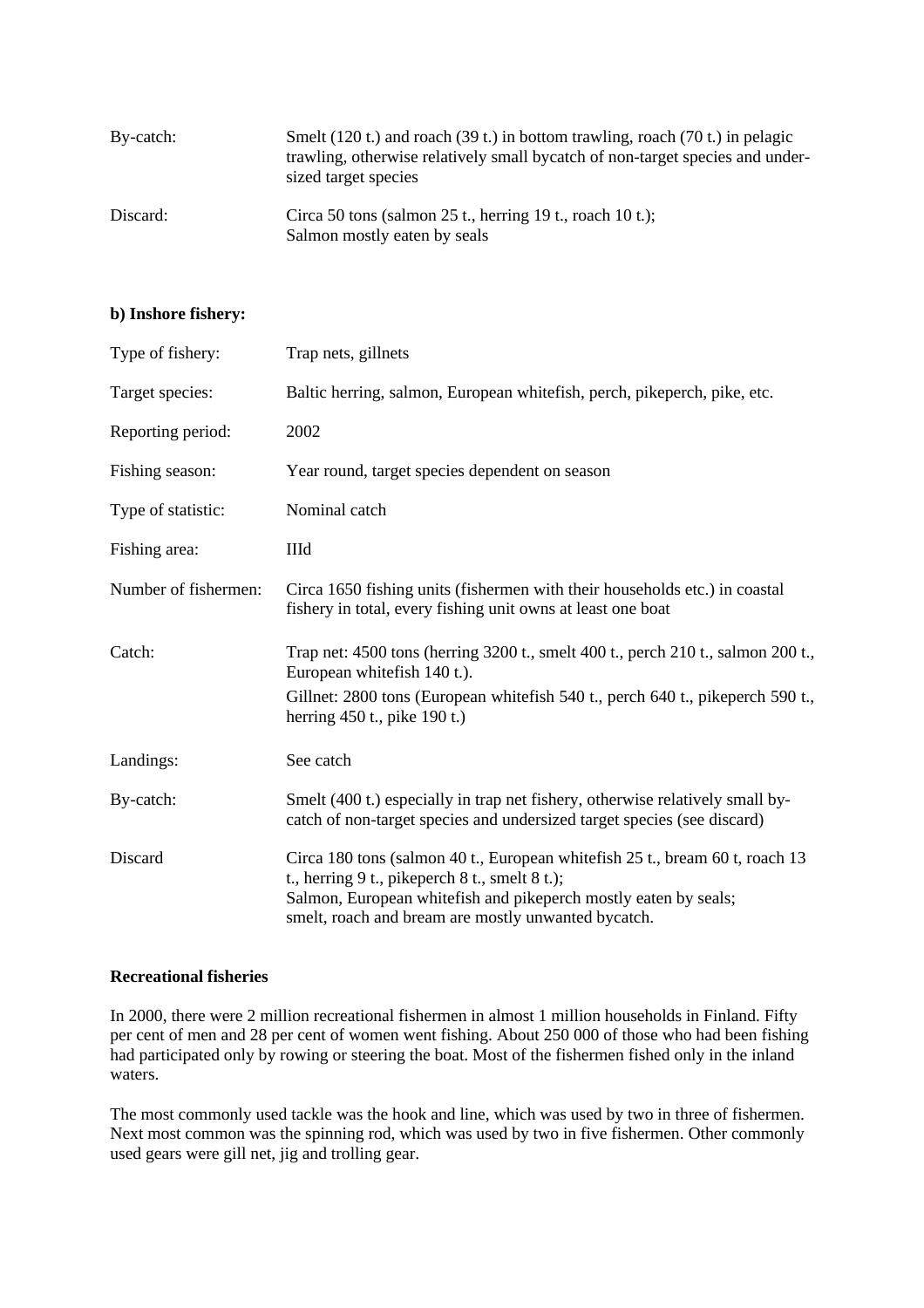| | |
|---|---|
| By-catch: | Smelt (120 t.) and roach (39 t.) in bottom trawling, roach (70 t.) in pelagic trawling, otherwise relatively small bycatch of non-target species and under-sized target species |
| Discard: | Circa 50 tons (salmon 25 t., herring 19 t., roach 10 t.); Salmon mostly eaten by seals |

**b) Inshore fishery:**

| | |
|---|---|
| Type of fishery: | Trap nets, gillnets |
| Target species: | Baltic herring, salmon, European whitefish, perch, pikeperch, pike, etc. |
| Reporting period: | 2002 |
| Fishing season: | Year round, target species dependent on season |
| Type of statistic: | Nominal catch |
| Fishing area: | IIId |
| Number of fishermen: | Circa 1650 fishing units (fishermen with their households etc.) in coastal fishery in total, every fishing unit owns at least one boat |
| Catch: | Trap net: 4500 tons (herring 3200 t., smelt 400 t., perch 210 t., salmon 200 t., European whitefish 140 t.). Gillnet: 2800 tons (European whitefish 540 t., perch 640 t., pikeperch 590 t., herring 450 t., pike 190 t.) |
| Landings: | See catch |
| By-catch: | Smelt (400 t.) especially in trap net fishery, otherwise relatively small by-catch of non-target species and undersized target species (see discard) |
| Discard | Circa 180 tons (salmon 40 t., European whitefish 25 t., bream 60 t, roach 13 t., herring 9 t., pikeperch 8 t., smelt 8 t.); Salmon, European whitefish and pikeperch mostly eaten by seals; smelt, roach and bream are mostly unwanted bycatch. |

**Recreational fisheries**

In 2000, there were 2 million recreational fishermen in almost 1 million households in Finland. Fifty per cent of men and 28 per cent of women went fishing. About 250 000 of those who had been fishing had participated only by rowing or steering the boat. Most of the fishermen fished only in the inland waters.

The most commonly used tackle was the hook and line, which was used by two in three of fishermen. Next most common was the spinning rod, which was used by two in five fishermen. Other commonly used gears were gill net, jig and trolling gear.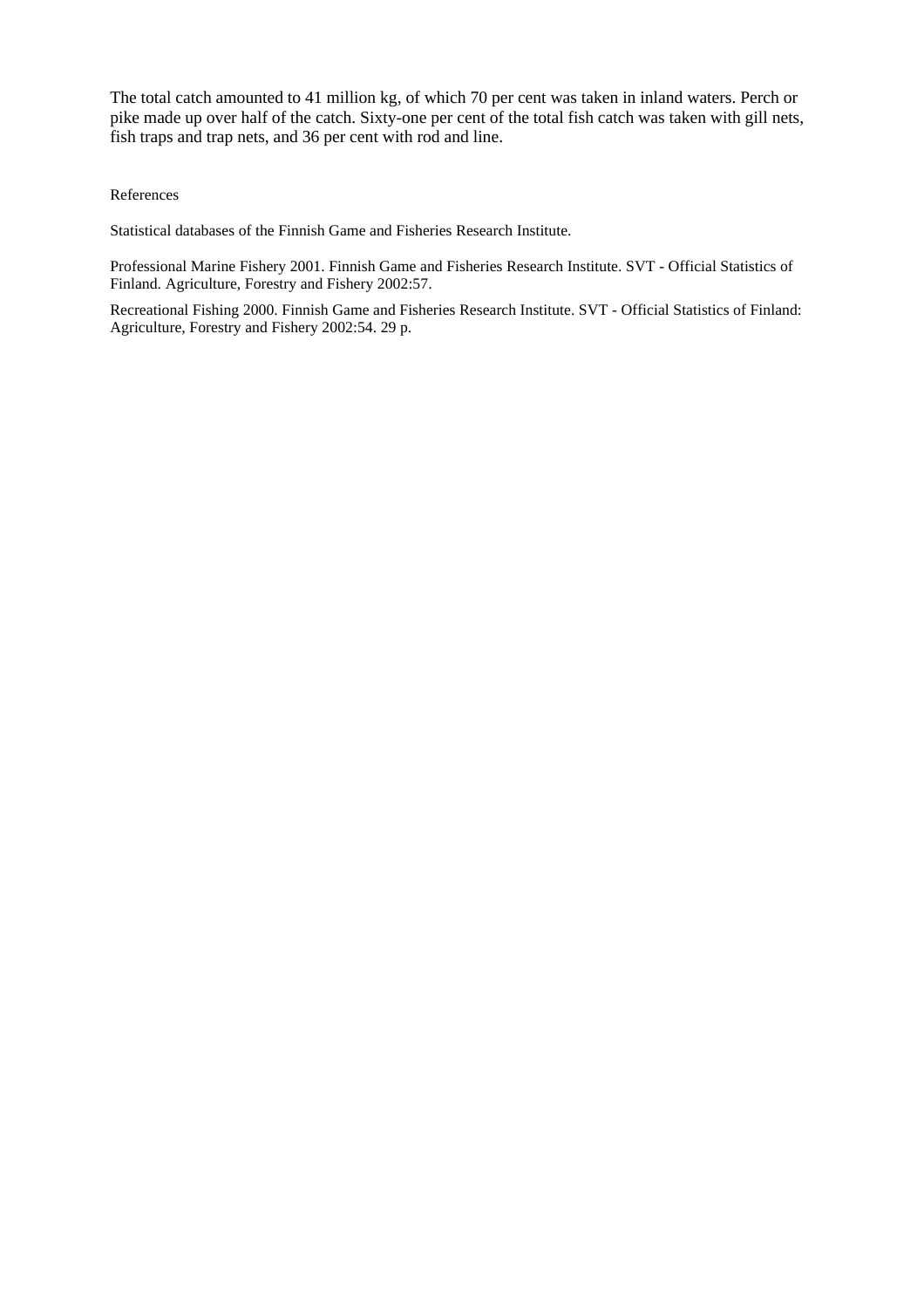The total catch amounted to 41 million kg, of which 70 per cent was taken in inland waters. Perch or pike made up over half of the catch. Sixty-one per cent of the total fish catch was taken with gill nets, fish traps and trap nets, and 36 per cent with rod and line.

References

Statistical databases of the Finnish Game and Fisheries Research Institute.

Professional Marine Fishery 2001. Finnish Game and Fisheries Research Institute. SVT - Official Statistics of Finland. Agriculture, Forestry and Fishery 2002:57.

Recreational Fishing 2000. Finnish Game and Fisheries Research Institute. SVT - Official Statistics of Finland: Agriculture, Forestry and Fishery 2002:54. 29 p.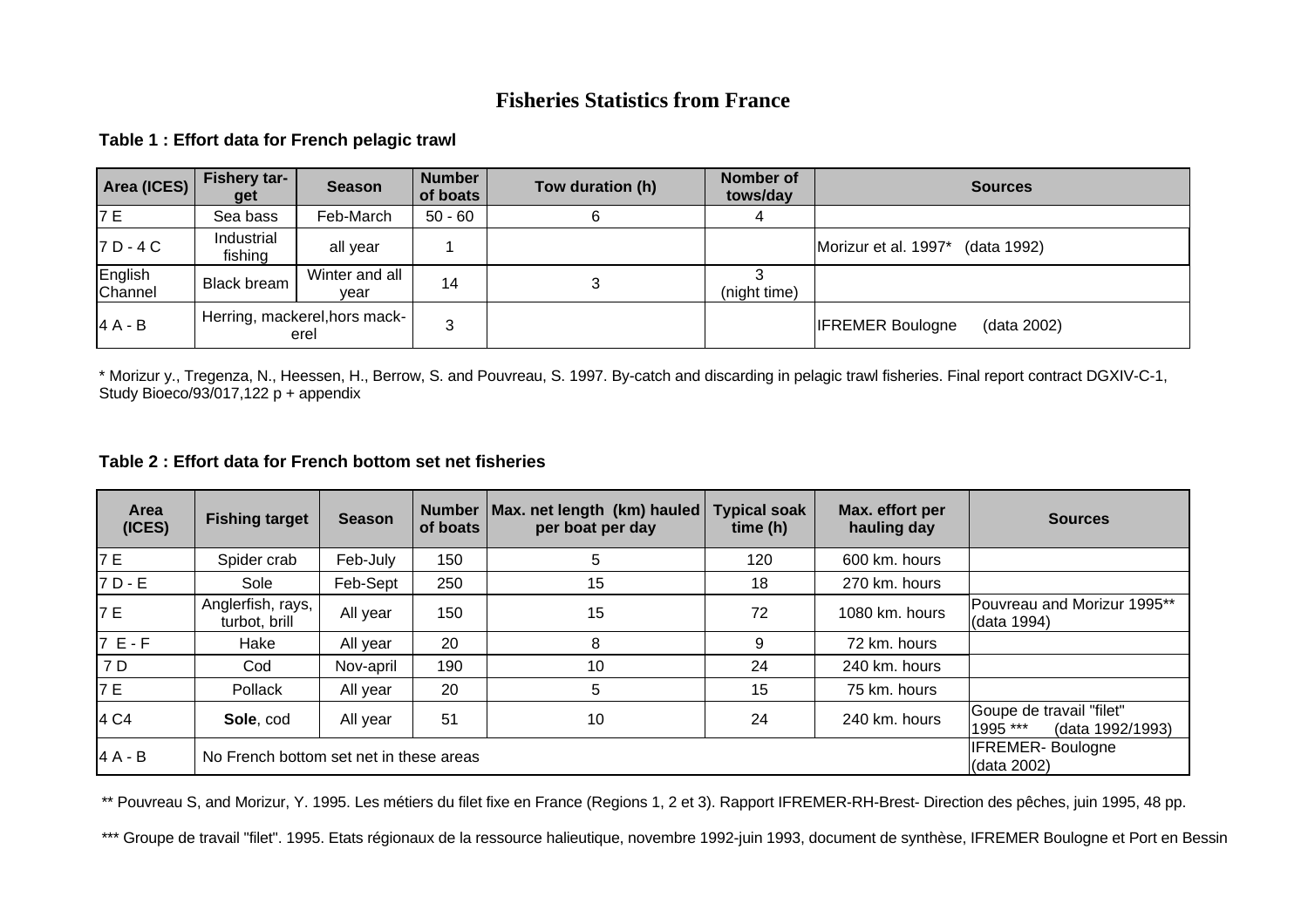# Fisheries Statistics from France

**Table 1 : Effort data for French pelagic trawl**

| Area (ICES) | Fishery target | Season | Number of boats | Tow duration (h) | Nomber of tows/day | Sources |
|---|---|---|---|---|---|---|
| 7 E | Sea bass | Feb-March | 50 - 60 | 6 | 4 | |
| 7 D - 4 C | Industrial fishing | all year | 1 | | | Morizur et al. 1997* (data 1992) |
| English Channel | Black bream | Winter and all year | 14 | 3 | 3 (night time) | |
| 4 A - B | Herring, mackerel,hors mackerel | | 3 | | | IFREMER Boulogne (data 2002) |

* Morizur y., Tregenza, N., Heessen, H., Berrow, S. and Pouvreau, S. 1997. By-catch and discarding in pelagic trawl fisheries. Final report contract DGXIV-C-1, Study Bioeco/93/017,122 p + appendix

**Table 2 : Effort data for French bottom set net fisheries**

| Area (ICES) | Fishing target | Season | Number of boats | Max. net length (km) hauled per boat per day | Typical soak time (h) | Max. effort per hauling day | Sources |
|---|---|---|---|---|---|---|---|
| 7 E | Spider crab | Feb-July | 150 | 5 | 120 | 600 km. hours | |
| 7 D - E | Sole | Feb-Sept | 250 | 15 | 18 | 270 km. hours | |
| 7 E | Anglerfish, rays, turbot, brill | All year | 150 | 15 | 72 | 1080 km. hours | Pouvreau and Morizur 1995** (data 1994) |
| 7 E - F | Hake | All year | 20 | 8 | 9 | 72 km. hours | |
| 7 D | Cod | Nov-april | 190 | 10 | 24 | 240 km. hours | |
| 7 E | Pollack | All year | 20 | 5 | 15 | 75 km. hours | |
| 4 C4 | **Sole**, cod | All year | 51 | 10 | 24 | 240 km. hours | Goupe de travail "filet" 1995 *** (data 1992/1993) |
| 4 A - B | No French bottom set net in these areas | | | | | | IFREMER- Boulogne (data 2002) |

** Pouvreau S, and Morizur, Y. 1995. Les métiers du filet fixe en France (Regions 1, 2 et 3). Rapport IFREMER-RH-Brest- Direction des pêches, juin 1995, 48 pp.

*** Groupe de travail "filet". 1995. Etats régionaux de la ressource halieutique, novembre 1992-juin 1993, document de synthèse, IFREMER Boulogne et Port en Bessin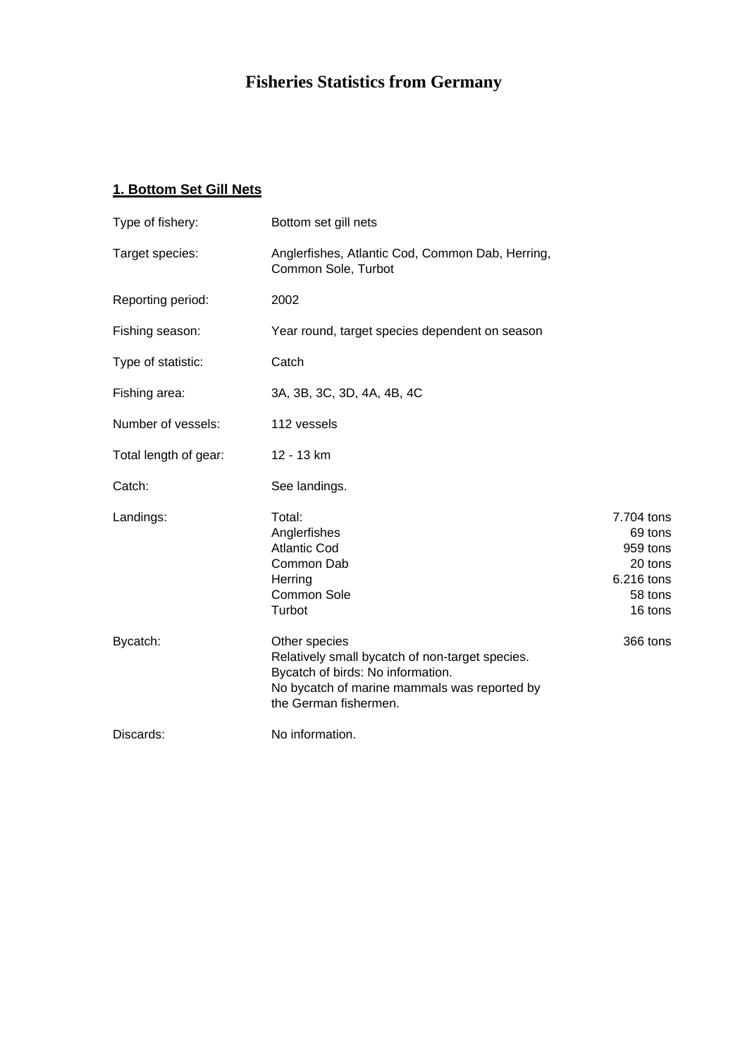# Fisheries Statistics from Germany

## 1. Bottom Set Gill Nets

| | | |
|---|---|---|
| Type of fishery: | Bottom set gill nets | |
| Target species: | Anglerfishes, Atlantic Cod, Common Dab, Herring, Common Sole, Turbot | |
| Reporting period: | 2002 | |
| Fishing season: | Year round, target species dependent on season | |
| Type of statistic: | Catch | |
| Fishing area: | 3A, 3B, 3C, 3D, 4A, 4B, 4C | |
| Number of vessels: | 112 vessels | |
| Total length of gear: | 12 - 13 km | |
| Catch: | See landings. | |
| Landings: | Total: | 7.704 tons |
| | Anglerfishes | 69 tons |
| | Atlantic Cod | 959 tons |
| | Common Dab | 20 tons |
| | Herring | 6.216 tons |
| | Common Sole | 58 tons |
| | Turbot | 16 tons |
| Bycatch: | Other species | 366 tons |
| | Relatively small bycatch of non-target species. | |
| | Bycatch of birds: No information. | |
| | No bycatch of marine mammals was reported by the German fishermen. | |
| Discards: | No information. | |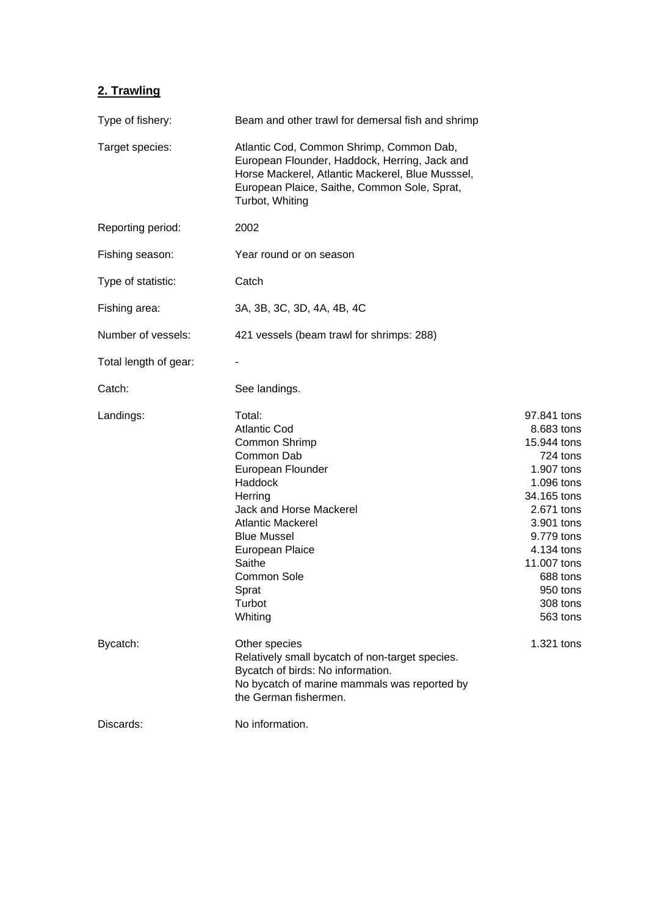## 2. Trawling

| | | |
|---|---|---|
| Type of fishery: | Beam and other trawl for demersal fish and shrimp | |
| Target species: | Atlantic Cod, Common Shrimp, Common Dab, European Flounder, Haddock, Herring, Jack and Horse Mackerel, Atlantic Mackerel, Blue Musssel, European Plaice, Saithe, Common Sole, Sprat, Turbot, Whiting | |
| Reporting period: | 2002 | |
| Fishing season: | Year round or on season | |
| Type of statistic: | Catch | |
| Fishing area: | 3A, 3B, 3C, 3D, 4A, 4B, 4C | |
| Number of vessels: | 421 vessels (beam trawl for shrimps: 288) | |
| Total length of gear: | - | |
| Catch: | See landings. | |
| Landings: | Total: | 97.841 tons |
| | Atlantic Cod | 8.683 tons |
| | Common Shrimp | 15.944 tons |
| | Common Dab | 724 tons |
| | European Flounder | 1.907 tons |
| | Haddock | 1.096 tons |
| | Herring | 34.165 tons |
| | Jack and Horse Mackerel | 2.671 tons |
| | Atlantic Mackerel | 3.901 tons |
| | Blue Mussel | 9.779 tons |
| | European Plaice | 4.134 tons |
| | Saithe | 11.007 tons |
| | Common Sole | 688 tons |
| | Sprat | 950 tons |
| | Turbot | 308 tons |
| | Whiting | 563 tons |
| Bycatch: | Other species | 1.321 tons |
| | Relatively small bycatch of non-target species. Bycatch of birds: No information. No bycatch of marine mammals was reported by the German fishermen. | |
| Discards: | No information. | |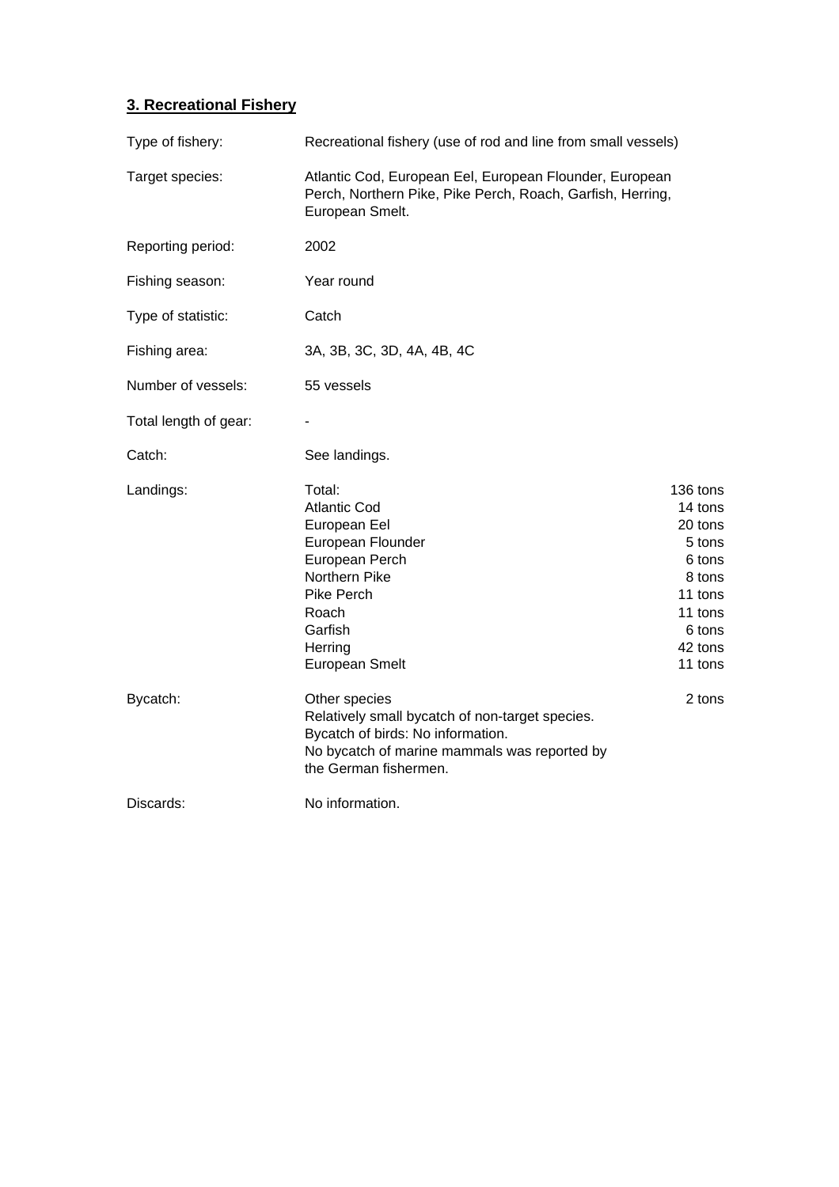## 3. Recreational Fishery

| | | |
|---|---|---|
| Type of fishery: | Recreational fishery (use of rod and line from small vessels) | |
| Target species: | Atlantic Cod, European Eel, European Flounder, European Perch, Northern Pike, Pike Perch, Roach, Garfish, Herring, European Smelt. | |
| Reporting period: | 2002 | |
| Fishing season: | Year round | |
| Type of statistic: | Catch | |
| Fishing area: | 3A, 3B, 3C, 3D, 4A, 4B, 4C | |
| Number of vessels: | 55 vessels | |
| Total length of gear: | - | |
| Catch: | See landings. | |
| Landings: | Total: | 136 tons |
| | Atlantic Cod | 14 tons |
| | European Eel | 20 tons |
| | European Flounder | 5 tons |
| | European Perch | 6 tons |
| | Northern Pike | 8 tons |
| | Pike Perch | 11 tons |
| | Roach | 11 tons |
| | Garfish | 6 tons |
| | Herring | 42 tons |
| | European Smelt | 11 tons |
| Bycatch: | Other species | 2 tons |
| | Relatively small bycatch of non-target species. | |
| | Bycatch of birds: No information. | |
| | No bycatch of marine mammals was reported by the German fishermen. | |
| Discards: | No information. | |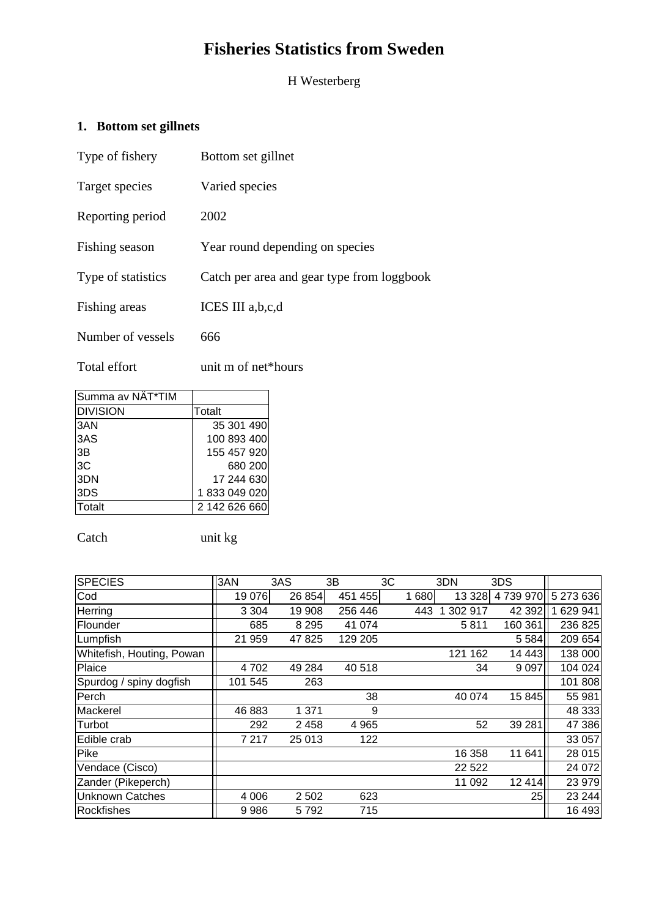# Fisheries Statistics from Sweden

H Westerberg

## 1. Bottom set gillnets

Type of fishery: Bottom set gillnet

Target species: Varied species

Reporting period: 2002

Fishing season: Year round depending on species

Type of statistics: Catch per area and gear type from loggbook

Fishing areas: ICES III a,b,c,d

Number of vessels: 666

Total effort: unit m of net*hours

| Summa av NÄT*TIM | |
|---|---|
| DIVISION | Totalt |
| 3AN | 35 301 490 |
| 3AS | 100 893 400 |
| 3B | 155 457 920 |
| 3C | 680 200 |
| 3DN | 17 244 630 |
| 3DS | 1 833 049 020 |
| Totalt | 2 142 626 660 |

Catch: unit kg

| SPECIES | 3AN | 3AS | 3B | 3C | 3DN | 3DS | |
|---|---|---|---|---|---|---|---|
| Cod | 19 076 | 26 854 | 451 455 | 1 680 | 13 328 | 4 739 970 | 5 273 636 |
| Herring | 3 304 | 19 908 | 256 446 | 443 | 1 302 917 | 42 392 | 1 629 941 |
| Flounder | 685 | 8 295 | 41 074 | | 5 811 | 160 361 | 236 825 |
| Lumpfish | 21 959 | 47 825 | 129 205 | | | 5 584 | 209 654 |
| Whitefish, Houting, Powan | | | | | 121 162 | 14 443 | 138 000 |
| Plaice | 4 702 | 49 284 | 40 518 | | 34 | 9 097 | 104 024 |
| Spurdog / spiny dogfish | 101 545 | 263 | | | | | 101 808 |
| Perch | | | 38 | | 40 074 | 15 845 | 55 981 |
| Mackerel | 46 883 | 1 371 | 9 | | | | 48 333 |
| Turbot | 292 | 2 458 | 4 965 | | 52 | 39 281 | 47 386 |
| Edible crab | 7 217 | 25 013 | 122 | | | | 33 057 |
| Pike | | | | | 16 358 | 11 641 | 28 015 |
| Vendace (Cisco) | | | | | 22 522 | | 24 072 |
| Zander (Pikeperch) | | | | | 11 092 | 12 414 | 23 979 |
| Unknown Catches | 4 006 | 2 502 | 623 | | | 25 | 23 244 |
| Rockfishes | 9 986 | 5 792 | 715 | | | | 16 493 |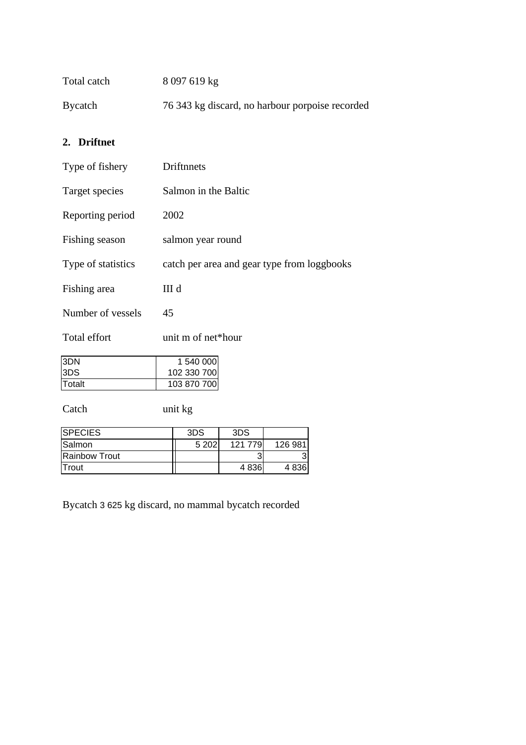Total catch 8 097 619 kg

Bycatch 76 343 kg discard, no harbour porpoise recorded

## 2. Driftnet

Type of fishery Driftnnets

Target species Salmon in the Baltic

Reporting period 2002

Fishing season salmon year round

Type of statistics catch per area and gear type from loggbooks

Fishing area III d

Number of vessels 45

Total effort unit m of net*hour

| | |
|---|---|
| 3DN | 1 540 000 |
| 3DS | 102 330 700 |
| Totalt | 103 870 700 |

Catch unit kg

| SPECIES | 3DS | 3DS | |
|---|---|---|---|
| Salmon | 5 202 | 121 779 | 126 981 |
| Rainbow Trout | | 3 | 3 |
| Trout | | 4 836 | 4 836 |

Bycatch 3 625 kg discard, no mammal bycatch recorded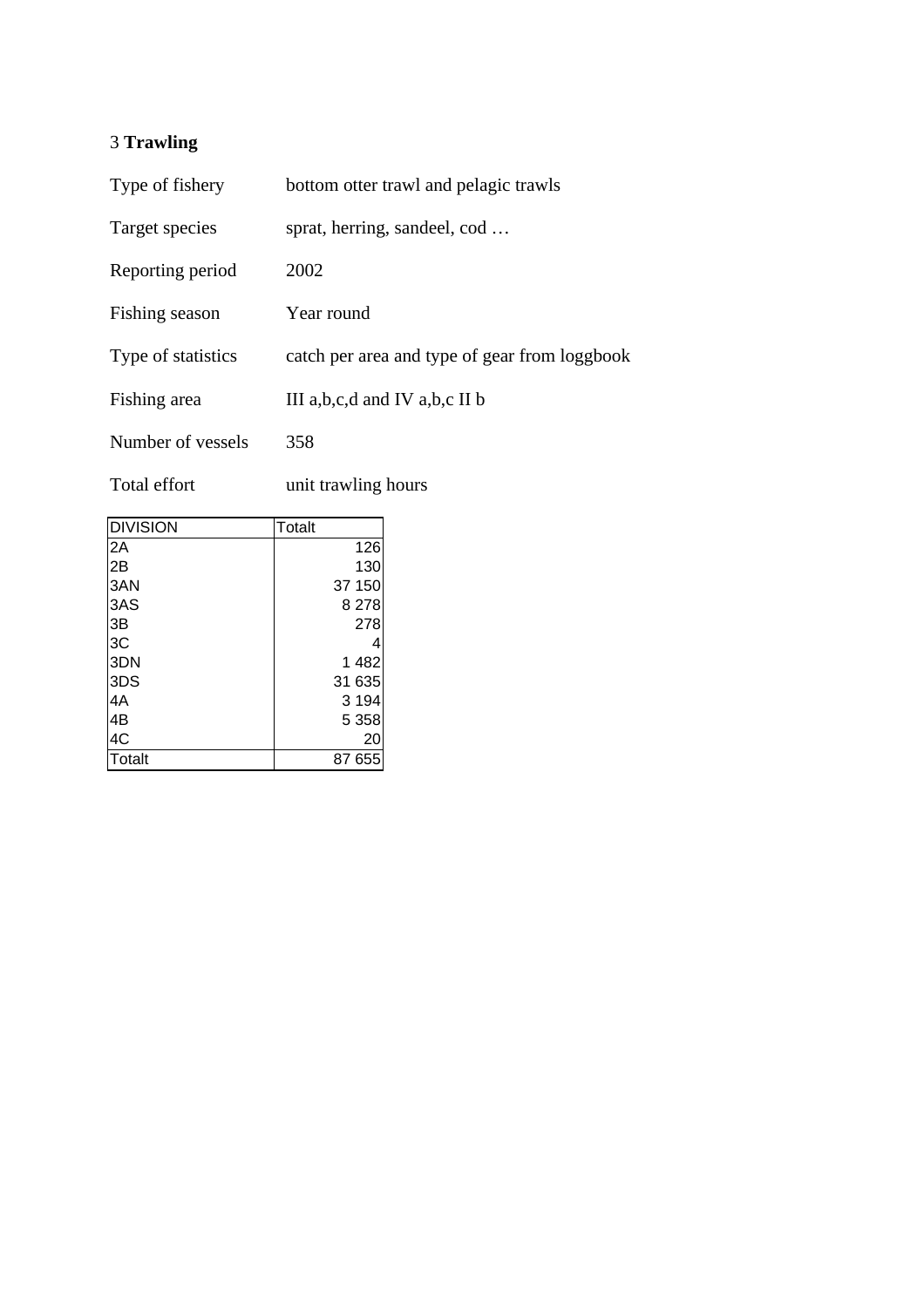## 3 **Trawling**

| | |
|---|---|
| Type of fishery | bottom otter trawl and pelagic trawls |
| Target species | sprat, herring, sandeel, cod … |
| Reporting period | 2002 |
| Fishing season | Year round |
| Type of statistics | catch per area and type of gear from loggbook |
| Fishing area | III a,b,c,d and IV a,b,c II b |
| Number of vessels | 358 |
| Total effort | unit trawling hours |

| DIVISION | Totalt |
|---|---|
| 2A | 126 |
| 2B | 130 |
| 3AN | 37 150 |
| 3AS | 8 278 |
| 3B | 278 |
| 3C | 4 |
| 3DN | 1 482 |
| 3DS | 31 635 |
| 4A | 3 194 |
| 4B | 5 358 |
| 4C | 20 |
| Totalt | 87 655 |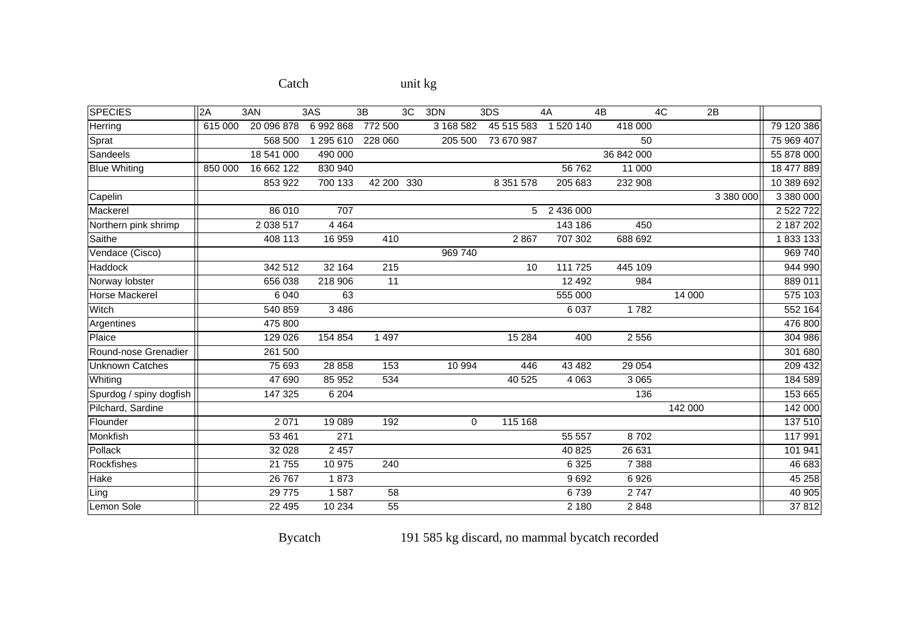Catch unit kg

| SPECIES | 2A | 3AN | 3AS | 3B | 3C | 3DN | 3DS | 4A | 4B | 4C | 2B | |
|---|---|---|---|---|---|---|---|---|---|---|---|---|
| Herring | 615 000 | 20 096 878 | 6 992 868 | 772 500 | | 3 168 582 | 45 515 583 | 1 520 140 | 418 000 | | | 79 120 386 |
| Sprat | | 568 500 | 1 295 610 | 228 060 | | 205 500 | 73 670 987 | | 50 | | | 75 969 407 |
| Sandeels | | 18 541 000 | 490 000 | | | | | | 36 842 000 | | | 55 878 000 |
| Blue Whiting | 850 000 | 16 662 122 | 830 940 | | | | | 56 762 | 11 000 | | | 18 477 889 |
| | | 853 922 | 700 133 | 42 200 | 330 | | 8 351 578 | 205 683 | 232 908 | | | 10 389 692 |
| Capelin | | | | | | | | | | | 3 380 000 | 3 380 000 |
| Mackerel | | 86 010 | 707 | | | | 5 | 2 436 000 | | | | 2 522 722 |
| Northern pink shrimp | | 2 038 517 | 4 464 | | | | | 143 186 | 450 | | | 2 187 202 |
| Saithe | | 408 113 | 16 959 | 410 | | | 2 867 | 707 302 | 688 692 | | | 1 833 133 |
| Vendace (Cisco) | | | | | | 969 740 | | | | | | 969 740 |
| Haddock | | 342 512 | 32 164 | 215 | | | 10 | 111 725 | 445 109 | | | 944 990 |
| Norway lobster | | 656 038 | 218 906 | 11 | | | | 12 492 | 984 | | | 889 011 |
| Horse Mackerel | | 6 040 | 63 | | | | | 555 000 | | 14 000 | | 575 103 |
| Witch | | 540 859 | 3 486 | | | | | 6 037 | 1 782 | | | 552 164 |
| Argentines | | 475 800 | | | | | | | | | | 476 800 |
| Plaice | | 129 026 | 154 854 | 1 497 | | | 15 284 | 400 | 2 556 | | | 304 986 |
| Round-nose Grenadier | | 261 500 | | | | | | | | | | 301 680 |
| Unknown Catches | | 75 693 | 28 858 | 153 | | 10 994 | 446 | 43 482 | 29 054 | | | 209 432 |
| Whiting | | 47 690 | 85 952 | 534 | | | 40 525 | 4 063 | 3 065 | | | 184 589 |
| Spurdog / spiny dogfish | | 147 325 | 6 204 | | | | | | 136 | | | 153 665 |
| Pilchard, Sardine | | | | | | | | | | 142 000 | | 142 000 |
| Flounder | | 2 071 | 19 089 | 192 | | 0 | 115 168 | | | | | 137 510 |
| Monkfish | | 53 461 | 271 | | | | | 55 557 | 8 702 | | | 117 991 |
| Pollack | | 32 028 | 2 457 | | | | | 40 825 | 26 631 | | | 101 941 |
| Rockfishes | | 21 755 | 10 975 | 240 | | | | 6 325 | 7 388 | | | 46 683 |
| Hake | | 26 767 | 1 873 | | | | | 9 692 | 6 926 | | | 45 258 |
| Ling | | 29 775 | 1 587 | 58 | | | | 6 739 | 2 747 | | | 40 905 |
| Lemon Sole | | 22 495 | 10 234 | 55 | | | | 2 180 | 2 848 | | | 37 812 |

Bycatch 191 585 kg discard, no mammal bycatch recorded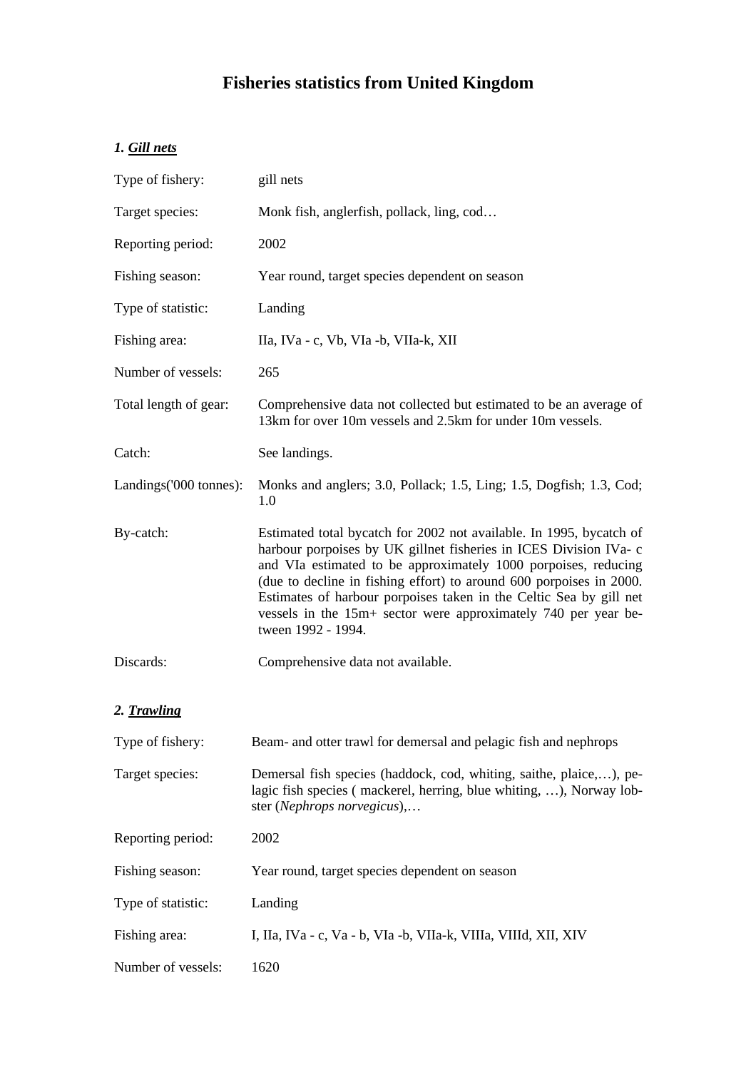# Fisheries statistics from United Kingdom

### *1. Gill nets*

| | |
|---|---|
| Type of fishery: | gill nets |
| Target species: | Monk fish, anglerfish, pollack, ling, cod… |
| Reporting period: | 2002 |
| Fishing season: | Year round, target species dependent on season |
| Type of statistic: | Landing |
| Fishing area: | IIa, IVa - c, Vb, VIa -b, VIIa-k, XII |
| Number of vessels: | 265 |
| Total length of gear: | Comprehensive data not collected but estimated to be an average of 13km for over 10m vessels and 2.5km for under 10m vessels. |
| Catch: | See landings. |
| Landings('000 tonnes): | Monks and anglers; 3.0, Pollack; 1.5, Ling; 1.5, Dogfish; 1.3, Cod; 1.0 |
| By-catch: | Estimated total bycatch for 2002 not available. In 1995, bycatch of harbour porpoises by UK gillnet fisheries in ICES Division IVa- c and VIa estimated to be approximately 1000 porpoises, reducing (due to decline in fishing effort) to around 600 porpoises in 2000. Estimates of harbour porpoises taken in the Celtic Sea by gill net vessels in the 15m+ sector were approximately 740 per year between 1992 - 1994. |
| Discards: | Comprehensive data not available. |

### *2. Trawling*

| | |
|---|---|
| Type of fishery: | Beam- and otter trawl for demersal and pelagic fish and nephrops |
| Target species: | Demersal fish species (haddock, cod, whiting, saithe, plaice,…), pelagic fish species ( mackerel, herring, blue whiting, …), Norway lobster (*Nephrops norvegicus*),… |
| Reporting period: | 2002 |
| Fishing season: | Year round, target species dependent on season |
| Type of statistic: | Landing |
| Fishing area: | I, IIa, IVa - c, Va - b, VIa -b, VIIa-k, VIIIa, VIIId, XII, XIV |
| Number of vessels: | 1620 |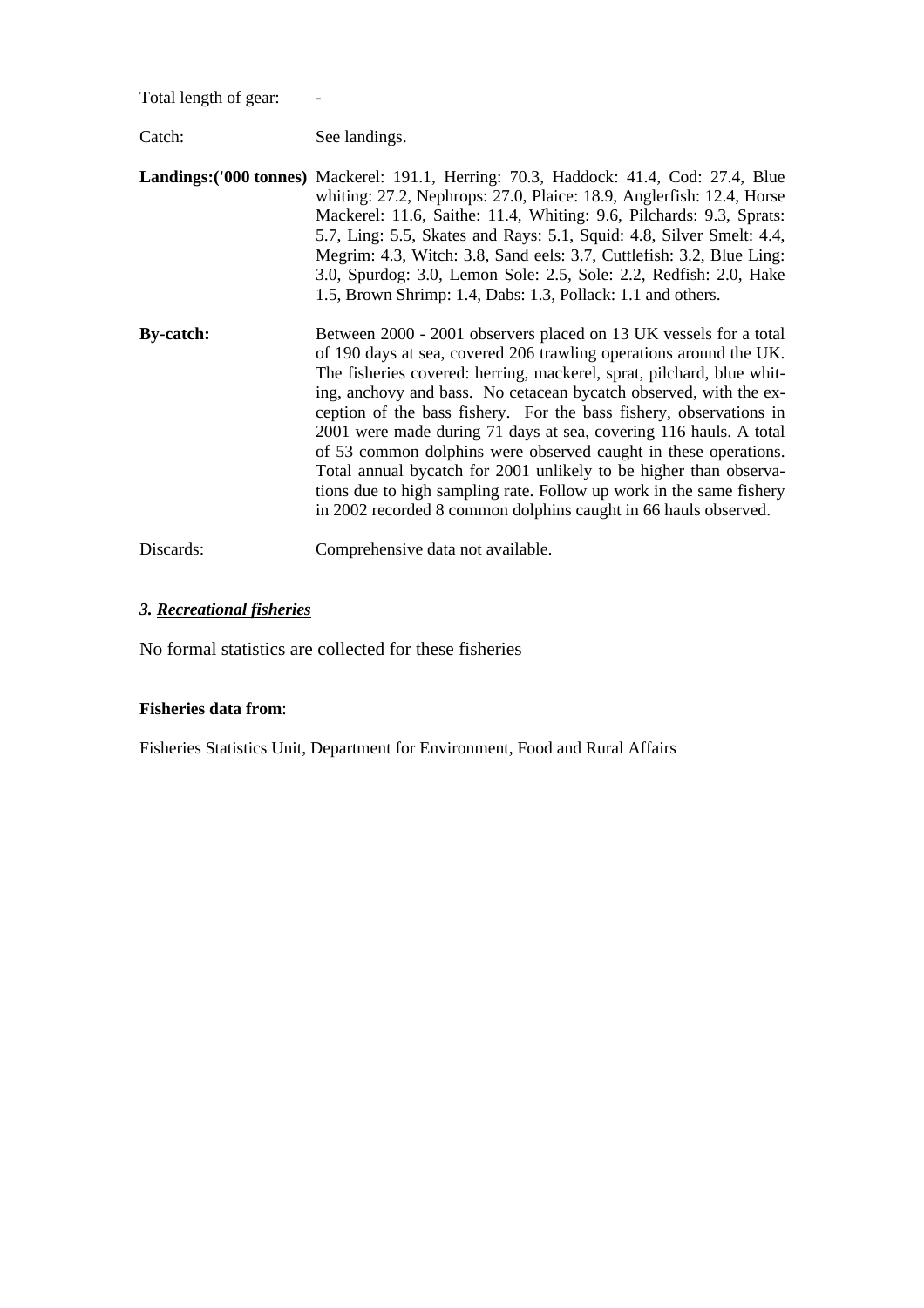Total length of gear: -

Catch: See landings.

**Landings:('000 tonnes)** Mackerel: 191.1, Herring: 70.3, Haddock: 41.4, Cod: 27.4, Blue whiting: 27.2, Nephrops: 27.0, Plaice: 18.9, Anglerfish: 12.4, Horse Mackerel: 11.6, Saithe: 11.4, Whiting: 9.6, Pilchards: 9.3, Sprats: 5.7, Ling: 5.5, Skates and Rays: 5.1, Squid: 4.8, Silver Smelt: 4.4, Megrim: 4.3, Witch: 3.8, Sand eels: 3.7, Cuttlefish: 3.2, Blue Ling: 3.0, Spurdog: 3.0, Lemon Sole: 2.5, Sole: 2.2, Redfish: 2.0, Hake 1.5, Brown Shrimp: 1.4, Dabs: 1.3, Pollack: 1.1 and others.

**By-catch:** Between 2000 - 2001 observers placed on 13 UK vessels for a total of 190 days at sea, covered 206 trawling operations around the UK. The fisheries covered: herring, mackerel, sprat, pilchard, blue whiting, anchovy and bass. No cetacean bycatch observed, with the exception of the bass fishery. For the bass fishery, observations in 2001 were made during 71 days at sea, covering 116 hauls. A total of 53 common dolphins were observed caught in these operations. Total annual bycatch for 2001 unlikely to be higher than observations due to high sampling rate. Follow up work in the same fishery in 2002 recorded 8 common dolphins caught in 66 hauls observed.

Discards: Comprehensive data not available.

### *3. Recreational fisheries*

No formal statistics are collected for these fisheries

**Fisheries data from**:

Fisheries Statistics Unit, Department for Environment, Food and Rural Affairs